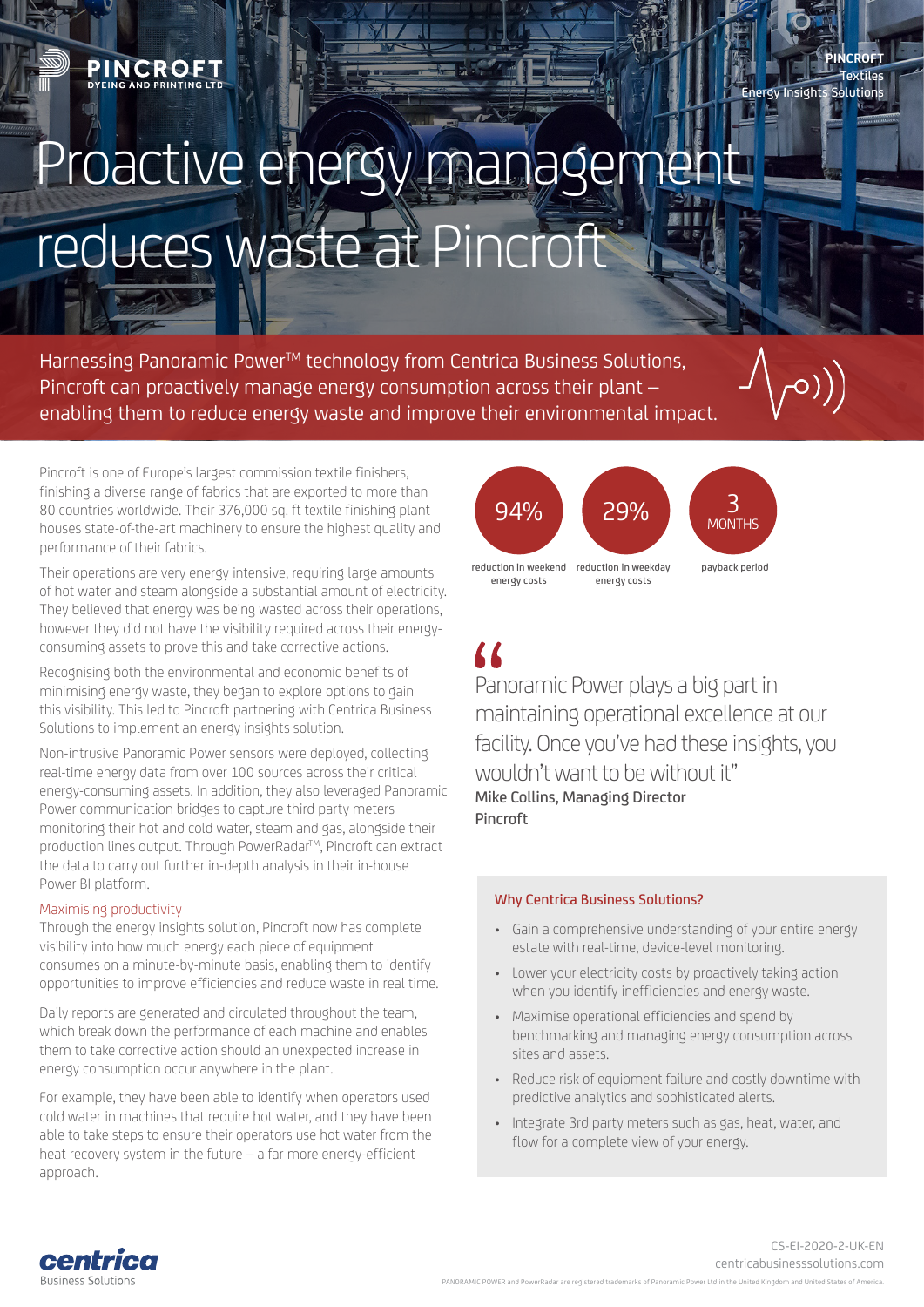PINCROFT
DYEING AND PRINTING LTD

PINCROFT
Textiles
Energy Insights Solutions

# Proactive energy management reduces waste at Pincroft

Harnessing Panoramic Power™ technology from Centrica Business Solutions, Pincroft can proactively manage energy consumption across their plant – enabling them to reduce energy waste and improve their environmental impact.

Pincroft is one of Europe's largest commission textile finishers, finishing a diverse range of fabrics that are exported to more than 80 countries worldwide. Their 376,000 sq. ft textile finishing plant houses state-of-the-art machinery to ensure the highest quality and performance of their fabrics.

Their operations are very energy intensive, requiring large amounts of hot water and steam alongside a substantial amount of electricity. They believed that energy was being wasted across their operations, however they did not have the visibility required across their energy-consuming assets to prove this and take corrective actions.

Recognising both the environmental and economic benefits of minimising energy waste, they began to explore options to gain this visibility. This led to Pincroft partnering with Centrica Business Solutions to implement an energy insights solution.

Non-intrusive Panoramic Power sensors were deployed, collecting real-time energy data from over 100 sources across their critical energy-consuming assets. In addition, they also leveraged Panoramic Power communication bridges to capture third party meters monitoring their hot and cold water, steam and gas, alongside their production lines output. Through PowerRadar™, Pincroft can extract the data to carry out further in-depth analysis in their in-house Power BI platform.

## Maximising productivity

Through the energy insights solution, Pincroft now has complete visibility into how much energy each piece of equipment consumes on a minute-by-minute basis, enabling them to identify opportunities to improve efficiencies and reduce waste in real time.

Daily reports are generated and circulated throughout the team, which break down the performance of each machine and enables them to take corrective action should an unexpected increase in energy consumption occur anywhere in the plant.

For example, they have been able to identify when operators used cold water in machines that require hot water, and they have been able to take steps to ensure their operators use hot water from the heat recovery system in the future – a far more energy-efficient approach.

**94%** reduction in weekend energy costs

**29%** reduction in weekday energy costs

**3 MONTHS** payback period

> "Panoramic Power plays a big part in maintaining operational excellence at our facility. Once you've had these insights, you wouldn't want to be without it"
>
> **Mike Collins, Managing Director**
> **Pincroft**

### Why Centrica Business Solutions?

- Gain a comprehensive understanding of your entire energy estate with real-time, device-level monitoring.
- Lower your electricity costs by proactively taking action when you identify inefficiencies and energy waste.
- Maximise operational efficiencies and spend by benchmarking and managing energy consumption across sites and assets.
- Reduce risk of equipment failure and costly downtime with predictive analytics and sophisticated alerts.
- Integrate 3rd party meters such as gas, heat, water, and flow for a complete view of your energy.

centrica
Business Solutions

CS-EI-2020-2-UK-EN
centricabusinesssolutions.com

PANORAMIC POWER and PowerRadar are registered trademarks of Panoramic Power Ltd in the United Kingdom and United States of America.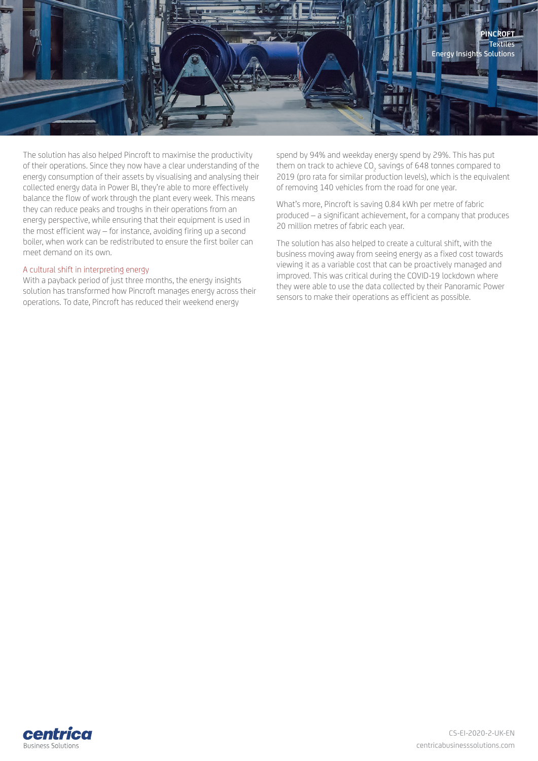The solution has also helped Pincroft to maximise the productivity of their operations. Since they now have a clear understanding of the energy consumption of their assets by visualising and analysing their collected energy data in Power BI, they're able to more effectively balance the flow of work through the plant every week. This means they can reduce peaks and troughs in their operations from an energy perspective, while ensuring that their equipment is used in the most efficient way – for instance, avoiding firing up a second boiler, when work can be redistributed to ensure the first boiler can meet demand on its own.

## A cultural shift in interpreting energy

With a payback period of just three months, the energy insights solution has transformed how Pincroft manages energy across their operations. To date, Pincroft has reduced their weekend energy spend by 94% and weekday energy spend by 29%. This has put them on track to achieve $CO_2$ savings of 648 tonnes compared to 2019 (pro rata for similar production levels), which is the equivalent of removing 140 vehicles from the road for one year.

What's more, Pincroft is saving 0.84 kWh per metre of fabric produced – a significant achievement, for a company that produces 20 million metres of fabric each year.

The solution has also helped to create a cultural shift, with the business moving away from seeing energy as a fixed cost towards viewing it as a variable cost that can be proactively managed and improved. This was critical during the COVID-19 lockdown where they were able to use the data collected by their Panoramic Power sensors to make their operations as efficient as possible.

CS-EI-2020-2-UK-EN
centricabusinesssolutions.com